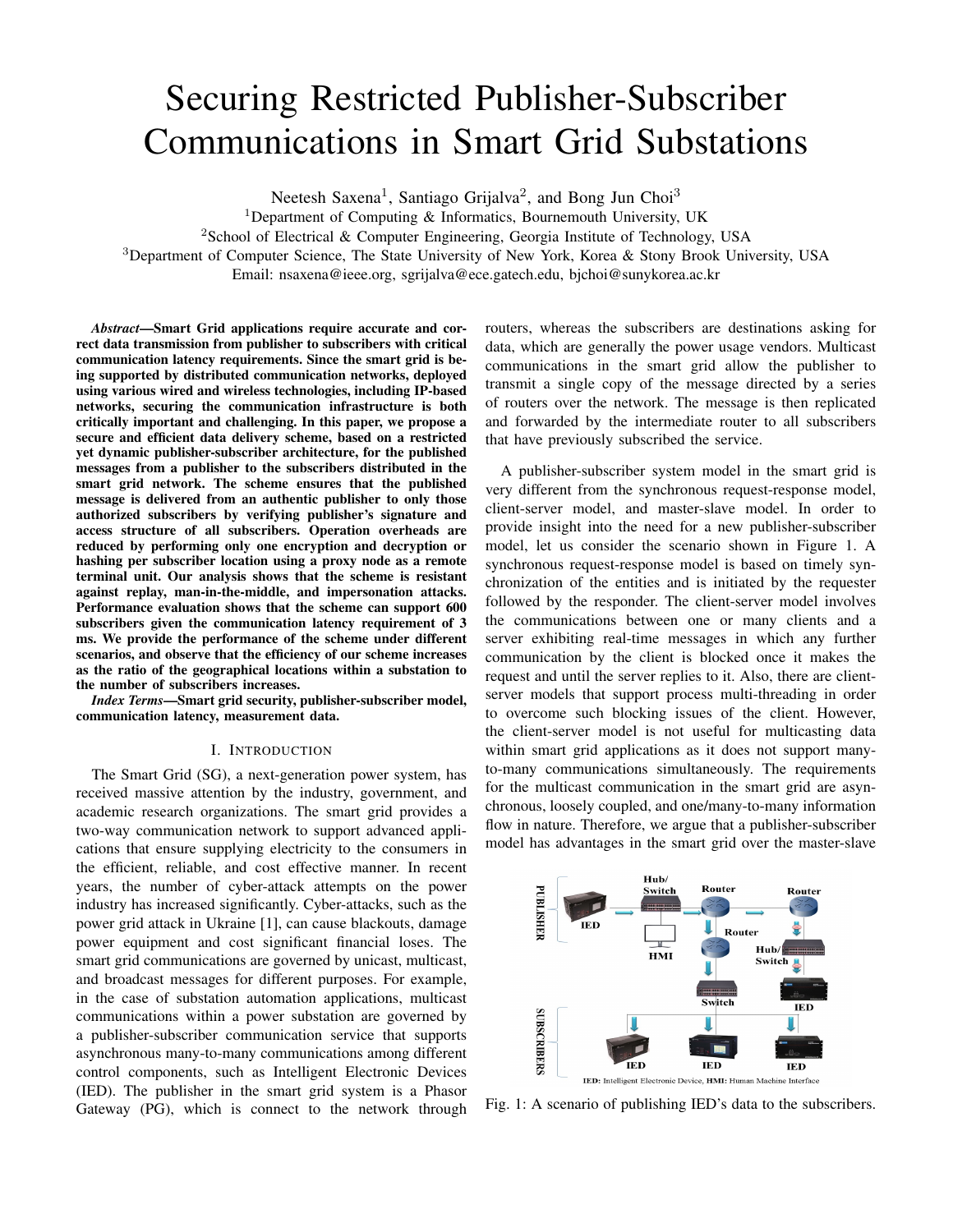# Securing Restricted Publisher-Subscriber Communications in Smart Grid Substations

Neetesh Saxena[1], Santiago Grijalva[2], and Bong Jun Choi[3]

[1]Department of Computing & Informatics, Bournemouth University, UK

[2]School of Electrical & Computer Engineering, Georgia Institute of Technology, USA

[3]Department of Computer Science, The State University of New York, Korea & Stony Brook University, USA

Email: nsaxena@ieee.org, sgrijalva@ece.gatech.edu, bjchoi@sunykorea.ac.kr

***Abstract*—Smart Grid applications require accurate and correct data transmission from publisher to subscribers with critical communication latency requirements. Since the smart grid is being supported by distributed communication networks, deployed using various wired and wireless technologies, including IP-based networks, securing the communication infrastructure is both critically important and challenging. In this paper, we propose a secure and efficient data delivery scheme, based on a restricted yet dynamic publisher-subscriber architecture, for the published messages from a publisher to the subscribers distributed in the smart grid network. The scheme ensures that the published message is delivered from an authentic publisher to only those authorized subscribers by verifying publisher's signature and access structure of all subscribers. Operation overheads are reduced by performing only one encryption and decryption or hashing per subscriber location using a proxy node as a remote terminal unit. Our analysis shows that the scheme is resistant against replay, man-in-the-middle, and impersonation attacks. Performance evaluation shows that the scheme can support 600 subscribers given the communication latency requirement of 3 ms. We provide the performance of the scheme under different scenarios, and observe that the efficiency of our scheme increases as the ratio of the geographical locations within a substation to the number of subscribers increases.**

***Index Terms*—Smart grid security, publisher-subscriber model, communication latency, measurement data.**

## I. Introduction

The Smart Grid (SG), a next-generation power system, has received massive attention by the industry, government, and academic research organizations. The smart grid provides a two-way communication network to support advanced applications that ensure supplying electricity to the consumers in the efficient, reliable, and cost effective manner. In recent years, the number of cyber-attack attempts on the power industry has increased significantly. Cyber-attacks, such as the power grid attack in Ukraine [1], can cause blackouts, damage power equipment and cost significant financial loses. The smart grid communications are governed by unicast, multicast, and broadcast messages for different purposes. For example, in the case of substation automation applications, multicast communications within a power substation are governed by a publisher-subscriber communication service that supports asynchronous many-to-many communications among different control components, such as Intelligent Electronic Devices (IED). The publisher in the smart grid system is a Phasor Gateway (PG), which is connect to the network through routers, whereas the subscribers are destinations asking for data, which are generally the power usage vendors. Multicast communications in the smart grid allow the publisher to transmit a single copy of the message directed by a series of routers over the network. The message is then replicated and forwarded by the intermediate router to all subscribers that have previously subscribed the service.

A publisher-subscriber system model in the smart grid is very different from the synchronous request-response model, client-server model, and master-slave model. In order to provide insight into the need for a new publisher-subscriber model, let us consider the scenario shown in Figure 1. A synchronous request-response model is based on timely synchronization of the entities and is initiated by the requester followed by the responder. The client-server model involves the communications between one or many clients and a server exhibiting real-time messages in which any further communication by the client is blocked once it makes the request and until the server replies to it. Also, there are client-server models that support process multi-threading in order to overcome such blocking issues of the client. However, the client-server model is not useful for multicasting data within smart grid applications as it does not support many-to-many communications simultaneously. The requirements for the multicast communication in the smart grid are asynchronous, loosely coupled, and one/many-to-many information flow in nature. Therefore, we argue that a publisher-subscriber model has advantages in the smart grid over the master-slave

Fig. 1: A scenario of publishing IED's data to the subscribers.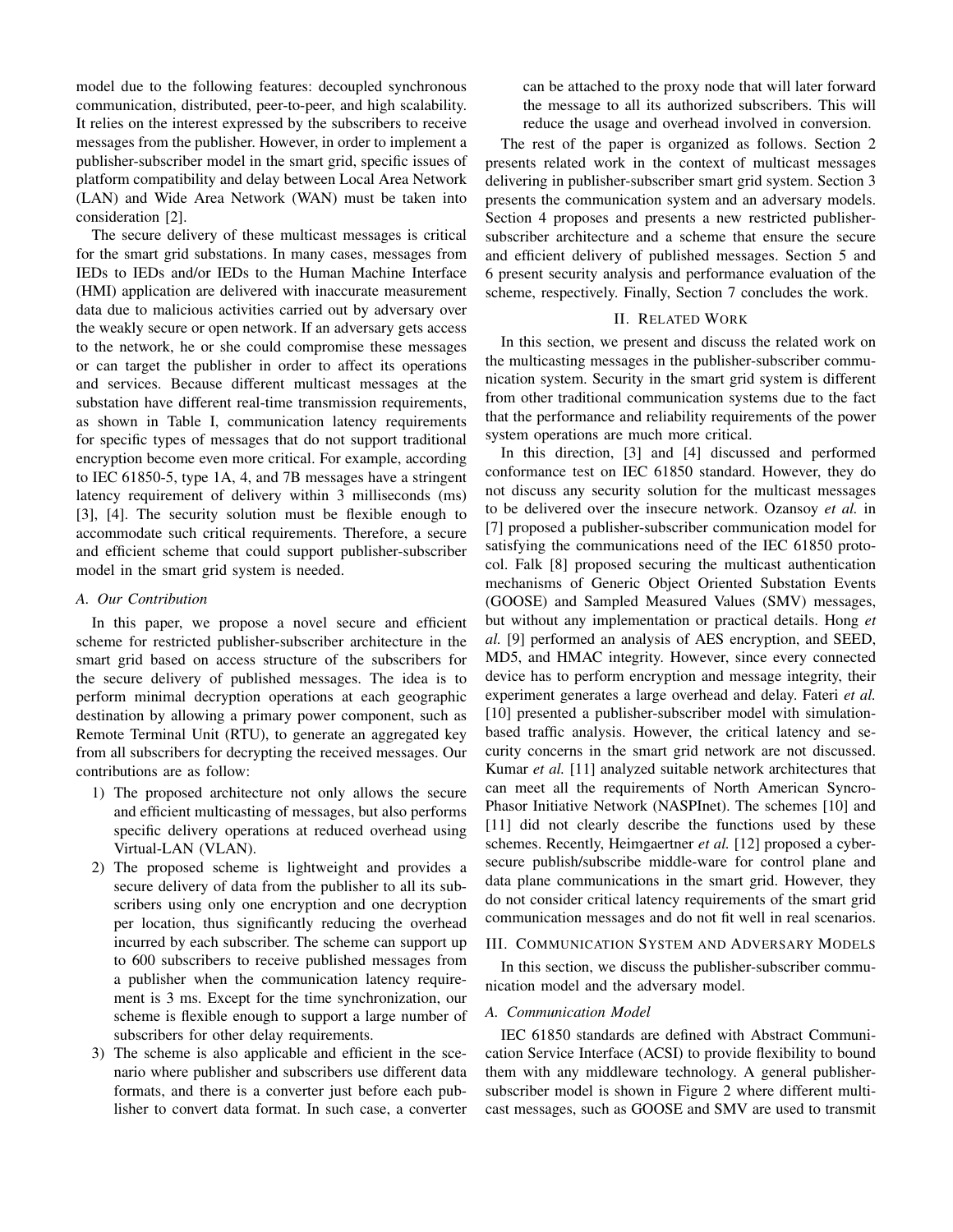model due to the following features: decoupled synchronous communication, distributed, peer-to-peer, and high scalability. It relies on the interest expressed by the subscribers to receive messages from the publisher. However, in order to implement a publisher-subscriber model in the smart grid, specific issues of platform compatibility and delay between Local Area Network (LAN) and Wide Area Network (WAN) must be taken into consideration [2].

The secure delivery of these multicast messages is critical for the smart grid substations. In many cases, messages from IEDs to IEDs and/or IEDs to the Human Machine Interface (HMI) application are delivered with inaccurate measurement data due to malicious activities carried out by adversary over the weakly secure or open network. If an adversary gets access to the network, he or she could compromise these messages or can target the publisher in order to affect its operations and services. Because different multicast messages at the substation have different real-time transmission requirements, as shown in Table I, communication latency requirements for specific types of messages that do not support traditional encryption become even more critical. For example, according to IEC 61850-5, type 1A, 4, and 7B messages have a stringent latency requirement of delivery within 3 milliseconds (ms) [3], [4]. The security solution must be flexible enough to accommodate such critical requirements. Therefore, a secure and efficient scheme that could support publisher-subscriber model in the smart grid system is needed.

### A. Our Contribution

In this paper, we propose a novel secure and efficient scheme for restricted publisher-subscriber architecture in the smart grid based on access structure of the subscribers for the secure delivery of published messages. The idea is to perform minimal decryption operations at each geographic destination by allowing a primary power component, such as Remote Terminal Unit (RTU), to generate an aggregated key from all subscribers for decrypting the received messages. Our contributions are as follow:

1) The proposed architecture not only allows the secure and efficient multicasting of messages, but also performs specific delivery operations at reduced overhead using Virtual-LAN (VLAN).
2) The proposed scheme is lightweight and provides a secure delivery of data from the publisher to all its subscribers using only one encryption and one decryption per location, thus significantly reducing the overhead incurred by each subscriber. The scheme can support up to 600 subscribers to receive published messages from a publisher when the communication latency requirement is 3 ms. Except for the time synchronization, our scheme is flexible enough to support a large number of subscribers for other delay requirements.
3) The scheme is also applicable and efficient in the scenario where publisher and subscribers use different data formats, and there is a converter just before each publisher to convert data format. In such case, a converter can be attached to the proxy node that will later forward the message to all its authorized subscribers. This will reduce the usage and overhead involved in conversion.

The rest of the paper is organized as follows. Section 2 presents related work in the context of multicast messages delivering in publisher-subscriber smart grid system. Section 3 presents the communication system and an adversary models. Section 4 proposes and presents a new restricted publisher-subscriber architecture and a scheme that ensure the secure and efficient delivery of published messages. Section 5 and 6 present security analysis and performance evaluation of the scheme, respectively. Finally, Section 7 concludes the work.

## II. Related Work

In this section, we present and discuss the related work on the multicasting messages in the publisher-subscriber communication system. Security in the smart grid system is different from other traditional communication systems due to the fact that the performance and reliability requirements of the power system operations are much more critical.

In this direction, [3] and [4] discussed and performed conformance test on IEC 61850 standard. However, they do not discuss any security solution for the multicast messages to be delivered over the insecure network. Ozansoy *et al.* in [7] proposed a publisher-subscriber communication model for satisfying the communications need of the IEC 61850 protocol. Falk [8] proposed securing the multicast authentication mechanisms of Generic Object Oriented Substation Events (GOOSE) and Sampled Measured Values (SMV) messages, but without any implementation or practical details. Hong *et al.* [9] performed an analysis of AES encryption, and SEED, MD5, and HMAC integrity. However, since every connected device has to perform encryption and message integrity, their experiment generates a large overhead and delay. Fateri *et al.* [10] presented a publisher-subscriber model with simulation-based traffic analysis. However, the critical latency and security concerns in the smart grid network are not discussed. Kumar *et al.* [11] analyzed suitable network architectures that can meet all the requirements of North American Syncro-Phasor Initiative Network (NASPInet). The schemes [10] and [11] did not clearly describe the functions used by these schemes. Recently, Heimgaertner *et al.* [12] proposed a cyber-secure publish/subscribe middle-ware for control plane and data plane communications in the smart grid. However, they do not consider critical latency requirements of the smart grid communication messages and do not fit well in real scenarios.

## III. Communication System and Adversary Models

In this section, we discuss the publisher-subscriber communication model and the adversary model.

### A. Communication Model

IEC 61850 standards are defined with Abstract Communication Service Interface (ACSI) to provide flexibility to bound them with any middleware technology. A general publisher-subscriber model is shown in Figure 2 where different multicast messages, such as GOOSE and SMV are used to transmit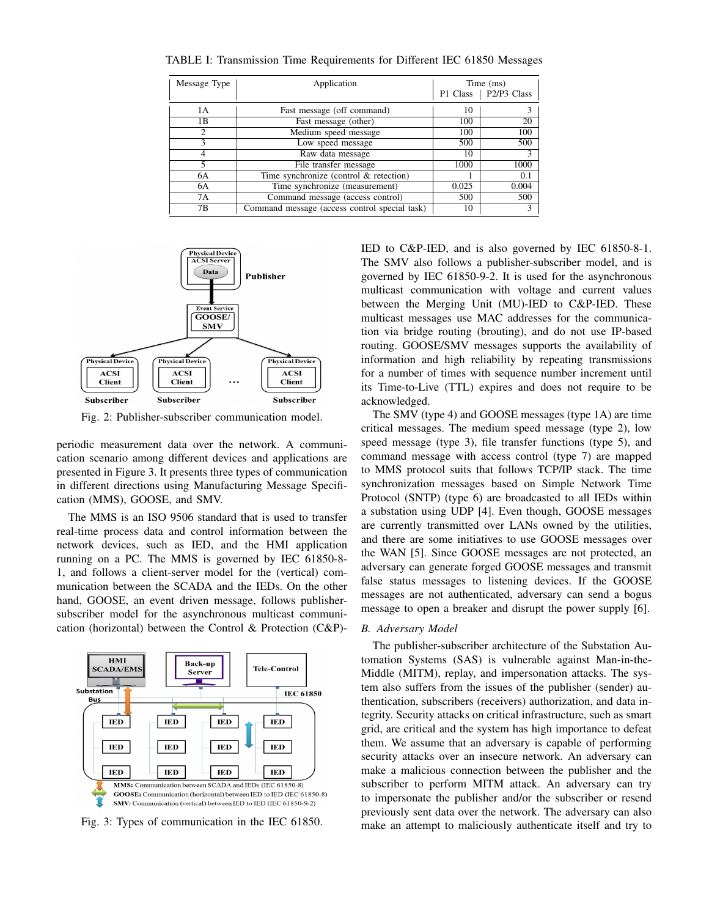TABLE I: Transmission Time Requirements for Different IEC 61850 Messages

| Message Type | Application | Time (ms) P1 Class | Time (ms) P2/P3 Class |
|---|---|---|---|
| 1A | Fast message (off command) | 10 | 3 |
| 1B | Fast message (other) | 100 | 20 |
| 2 | Medium speed message | 100 | 100 |
| 3 | Low speed message | 500 | 500 |
| 4 | Raw data message | 10 | 3 |
| 5 | File transfer message | 1000 | 1000 |
| 6A | Time synchronize (control & retection) | 1 | 0.1 |
| 6A | Time synchronize (measurement) | 0.025 | 0.004 |
| 7A | Command message (access control) | 500 | 500 |
| 7B | Command message (access control special task) | 10 | 3 |

Fig. 2: Publisher-subscriber communication model.

periodic measurement data over the network. A communication scenario among different devices and applications are presented in Figure 3. It presents three types of communication in different directions using Manufacturing Message Specification (MMS), GOOSE, and SMV.

The MMS is an ISO 9506 standard that is used to transfer real-time process data and control information between the network devices, such as IED, and the HMI application running on a PC. The MMS is governed by IEC 61850-8-1, and follows a client-server model for the (vertical) communication between the SCADA and the IEDs. On the other hand, GOOSE, an event driven message, follows publisher-subscriber model for the asynchronous multicast communication (horizontal) between the Control & Protection (C&P)-IED to C&P-IED, and is also governed by IEC 61850-8-1. The SMV also follows a publisher-subscriber model, and is governed by IEC 61850-9-2. It is used for the asynchronous multicast communication with voltage and current values between the Merging Unit (MU)-IED to C&P-IED. These multicast messages use MAC addresses for the communication via bridge routing (brouting), and do not use IP-based routing. GOOSE/SMV messages supports the availability of information and high reliability by repeating transmissions for a number of times with sequence number increment until its Time-to-Live (TTL) expires and does not require to be acknowledged.

Fig. 3: Types of communication in the IEC 61850.

The SMV (type 4) and GOOSE messages (type 1A) are time critical messages. The medium speed message (type 2), low speed message (type 3), file transfer functions (type 5), and command message with access control (type 7) are mapped to MMS protocol suits that follows TCP/IP stack. The time synchronization messages based on Simple Network Time Protocol (SNTP) (type 6) are broadcasted to all IEDs within a substation using UDP [4]. Even though, GOOSE messages are currently transmitted over LANs owned by the utilities, and there are some initiatives to use GOOSE messages over the WAN [5]. Since GOOSE messages are not protected, an adversary can generate forged GOOSE messages and transmit false status messages to listening devices. If the GOOSE messages are not authenticated, adversary can send a bogus message to open a breaker and disrupt the power supply [6].

### *B. Adversary Model*

The publisher-subscriber architecture of the Substation Automation Systems (SAS) is vulnerable against Man-in-the-Middle (MITM), replay, and impersonation attacks. The system also suffers from the issues of the publisher (sender) authentication, subscribers (receivers) authorization, and data integrity. Security attacks on critical infrastructure, such as smart grid, are critical and the system has high importance to defeat them. We assume that an adversary is capable of performing security attacks over an insecure network. An adversary can make a malicious connection between the publisher and the subscriber to perform MITM attack. An adversary can try to impersonate the publisher and/or the subscriber or resend previously sent data over the network. The adversary can also make an attempt to maliciously authenticate itself and try to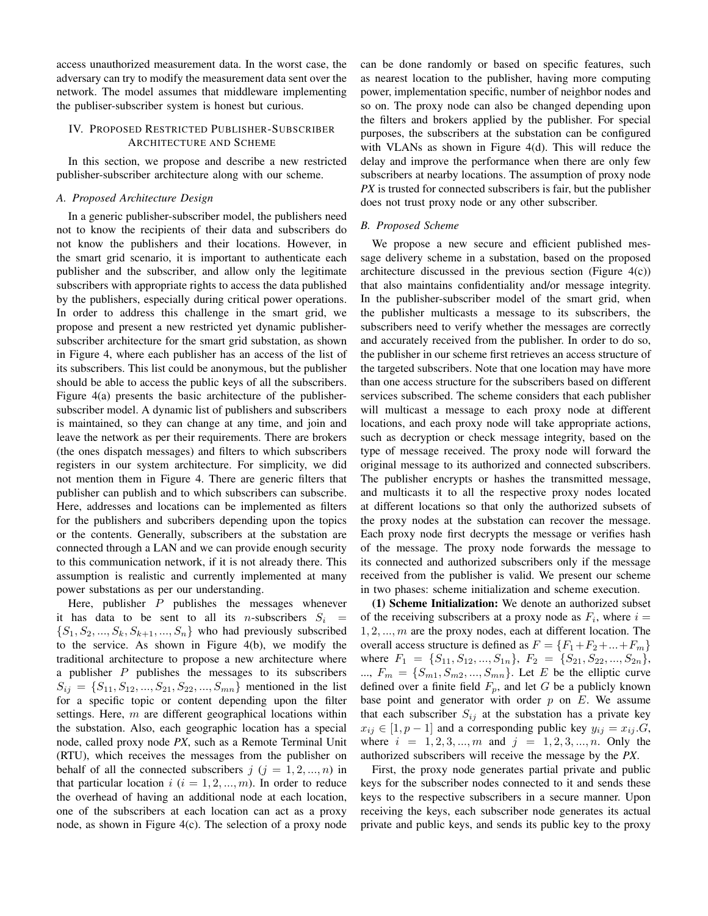access unauthorized measurement data. In the worst case, the adversary can try to modify the measurement data sent over the network. The model assumes that middleware implementing the publiser-subscriber system is honest but curious.

## IV. Proposed Restricted Publisher-Subscriber Architecture and Scheme

In this section, we propose and describe a new restricted publisher-subscriber architecture along with our scheme.

### A. Proposed Architecture Design

In a generic publisher-subscriber model, the publishers need not to know the recipients of their data and subscribers do not know the publishers and their locations. However, in the smart grid scenario, it is important to authenticate each publisher and the subscriber, and allow only the legitimate subscribers with appropriate rights to access the data published by the publishers, especially during critical power operations. In order to address this challenge in the smart grid, we propose and present a new restricted yet dynamic publisher-subscriber architecture for the smart grid substation, as shown in Figure 4, where each publisher has an access of the list of its subscribers. This list could be anonymous, but the publisher should be able to access the public keys of all the subscribers. Figure 4(a) presents the basic architecture of the publisher-subscriber model. A dynamic list of publishers and subscribers is maintained, so they can change at any time, and join and leave the network as per their requirements. There are brokers (the ones dispatch messages) and filters to which subscribers registers in our system architecture. For simplicity, we did not mention them in Figure 4. There are generic filters that publisher can publish and to which subscribers can subscribe. Here, addresses and locations can be implemented as filters for the publishers and subcribers depending upon the topics or the contents. Generally, subscribers at the substation are connected through a LAN and we can provide enough security to this communication network, if it is not already there. This assumption is realistic and currently implemented at many power substations as per our understanding.

Here, publisher $P$ publishes the messages whenever it has data to be sent to all its $n$-subscribers $S_i = \{S_1, S_2, ..., S_k, S_{k+1}, ..., S_n\}$ who had previously subscribed to the service. As shown in Figure 4(b), we modify the traditional architecture to propose a new architecture where a publisher $P$ publishes the messages to its subscribers $S_{ij} = \{S_{11}, S_{12}, ..., S_{21}, S_{22}, ..., S_{mn}\}$ mentioned in the list for a specific topic or content depending upon the filter settings. Here, $m$ are different geographical locations within the substation. Also, each geographic location has a special node, called proxy node *PX*, such as a Remote Terminal Unit (RTU), which receives the messages from the publisher on behalf of all the connected subscribers $j$ $(j = 1, 2, ..., n)$ in that particular location $i$ $(i = 1, 2, ..., m)$. In order to reduce the overhead of having an additional node at each location, one of the subscribers at each location can act as a proxy node, as shown in Figure 4(c). The selection of a proxy node can be done randomly or based on specific features, such as nearest location to the publisher, having more computing power, implementation specific, number of neighbor nodes and so on. The proxy node can also be changed depending upon the filters and brokers applied by the publisher. For special purposes, the subscribers at the substation can be configured with VLANs as shown in Figure 4(d). This will reduce the delay and improve the performance when there are only few subscribers at nearby locations. The assumption of proxy node *PX* is trusted for connected subscribers is fair, but the publisher does not trust proxy node or any other subscriber.

### B. Proposed Scheme

We propose a new secure and efficient published message delivery scheme in a substation, based on the proposed architecture discussed in the previous section (Figure 4(c)) that also maintains confidentiality and/or message integrity. In the publisher-subscriber model of the smart grid, when the publisher multicasts a message to its subscribers, the subscribers need to verify whether the messages are correctly and accurately received from the publisher. In order to do so, the publisher in our scheme first retrieves an access structure of the targeted subscribers. Note that one location may have more than one access structure for the subscribers based on different services subscribed. The scheme considers that each publisher will multicast a message to each proxy node at different locations, and each proxy node will take appropriate actions, such as decryption or check message integrity, based on the type of message received. The proxy node will forward the original message to its authorized and connected subscribers. The publisher encrypts or hashes the transmitted message, and multicasts it to all the respective proxy nodes located at different locations so that only the authorized subsets of the proxy nodes at the substation can recover the message. Each proxy node first decrypts the message or verifies hash of the message. The proxy node forwards the message to its connected and authorized subscribers only if the message received from the publisher is valid. We present our scheme in two phases: scheme initialization and scheme execution.

**(1) Scheme Initialization:** We denote an authorized subset of the receiving subscribers at a proxy node as $F_i$, where $i = 1, 2, ..., m$ are the proxy nodes, each at different location. The overall access structure is defined as $F = \{F_1 + F_2 + ... + F_m\}$ where $F_1 = \{S_{11}, S_{12}, ..., S_{1n}\}$, $F_2 = \{S_{21}, S_{22}, ..., S_{2n}\}$, ..., $F_m = \{S_{m1}, S_{m2}, ..., S_{mn}\}$. Let $E$ be the elliptic curve defined over a finite field $F_p$, and let $G$ be a publicly known base point and generator with order $p$ on $E$. We assume that each subscriber $S_{ij}$ at the substation has a private key $x_{ij} \in [1, p-1]$ and a corresponding public key $y_{ij} = x_{ij}.G$, where $i = 1, 2, 3, ..., m$ and $j = 1, 2, 3, ..., n$. Only the authorized subscribers will receive the message by the *PX*.

First, the proxy node generates partial private and public keys for the subscriber nodes connected to it and sends these keys to the respective subscribers in a secure manner. Upon receiving the keys, each subscriber node generates its actual private and public keys, and sends its public key to the proxy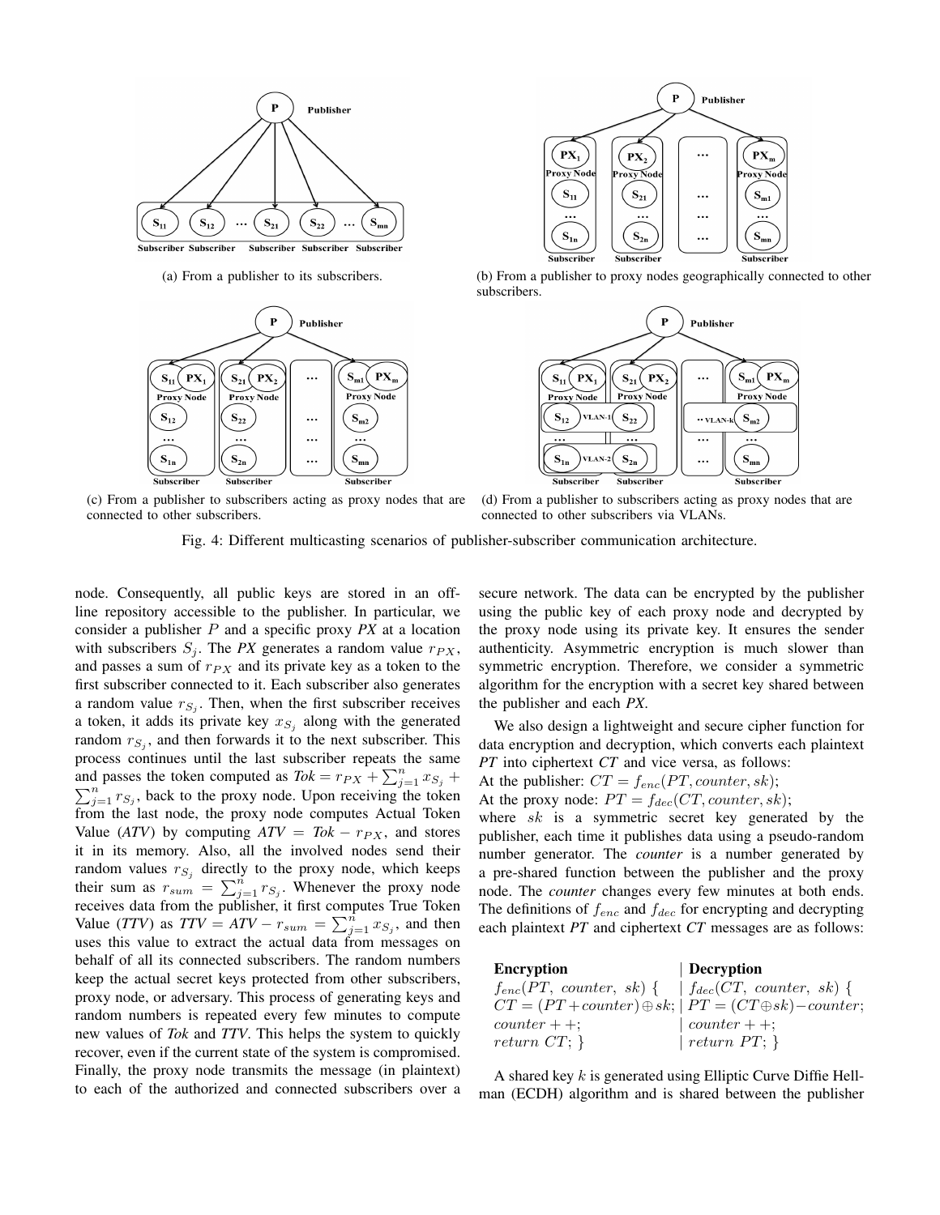(a) From a publisher to its subscribers.

(b) From a publisher to proxy nodes geographically connected to other subscribers.

(c) From a publisher to subscribers acting as proxy nodes that are connected to other subscribers.

(d) From a publisher to subscribers acting as proxy nodes that are connected to other subscribers via VLANs.

Fig. 4: Different multicasting scenarios of publisher-subscriber communication architecture.

node. Consequently, all public keys are stored in an off-line repository accessible to the publisher. In particular, we consider a publisher $P$ and a specific proxy *PX* at a location with subscribers $S_j$. The *PX* generates a random value $r_{PX}$, and passes a sum of $r_{PX}$ and its private key as a token to the first subscriber connected to it. Each subscriber also generates a random value $r_{S_j}$. Then, when the first subscriber receives a token, it adds its private key $x_{S_j}$ along with the generated random $r_{S_j}$, and then forwards it to the next subscriber. This process continues until the last subscriber repeats the same and passes the token computed as $Tok = r_{PX} + \sum_{j=1}^{n} x_{S_j} + \sum_{j=1}^{n} r_{S_j}$, back to the proxy node. Upon receiving the token from the last node, the proxy node computes Actual Token Value (*ATV*) by computing $ATV = Tok - r_{PX}$, and stores it in its memory. Also, all the involved nodes send their random values $r_{S_j}$ directly to the proxy node, which keeps their sum as $r_{sum} = \sum_{j=1}^{n} r_{S_j}$. Whenever the proxy node receives data from the publisher, it first computes True Token Value (*TTV*) as $TTV = ATV - r_{sum} = \sum_{j=1}^{n} x_{S_j}$, and then uses this value to extract the actual data from messages on behalf of all its connected subscribers. The random numbers keep the actual secret keys protected from other subscribers, proxy node, or adversary. This process of generating keys and random numbers is repeated every few minutes to compute new values of *Tok* and *TTV*. This helps the system to quickly recover, even if the current state of the system is compromised. Finally, the proxy node transmits the message (in plaintext) to each of the authorized and connected subscribers over a secure network. The data can be encrypted by the publisher using the public key of each proxy node and decrypted by the proxy node using its private key. It ensures the sender authenticity. Asymmetric encryption is much slower than symmetric encryption. Therefore, we consider a symmetric algorithm for the encryption with a secret key shared between the publisher and each *PX*.

We also design a lightweight and secure cipher function for data encryption and decryption, which converts each plaintext *PT* into ciphertext *CT* and vice versa, as follows:
At the publisher: $CT = f_{enc}(PT, counter, sk)$;
At the proxy node: $PT = f_{dec}(CT, counter, sk)$;
where $sk$ is a symmetric secret key generated by the publisher, each time it publishes data using a pseudo-random number generator. The *counter* is a number generated by a pre-shared function between the publisher and the proxy node. The *counter* changes every few minutes at both ends. The definitions of $f_{enc}$ and $f_{dec}$ for encrypting and decrypting each plaintext *PT* and ciphertext *CT* messages are as follows:

| **Encryption** | **Decryption** |
|---|---|
| $f_{enc}(PT,\ counter,\ sk)$ { | $f_{dec}(CT,\ counter,\ sk)$ { |
| $CT = (PT + counter) \oplus sk$; | $PT = (CT \oplus sk) - counter$; |
| $counter++$; | $counter++$; |
| $return\ CT$; } | $return\ PT$; } |

A shared key $k$ is generated using Elliptic Curve Diffie Hellman (ECDH) algorithm and is shared between the publisher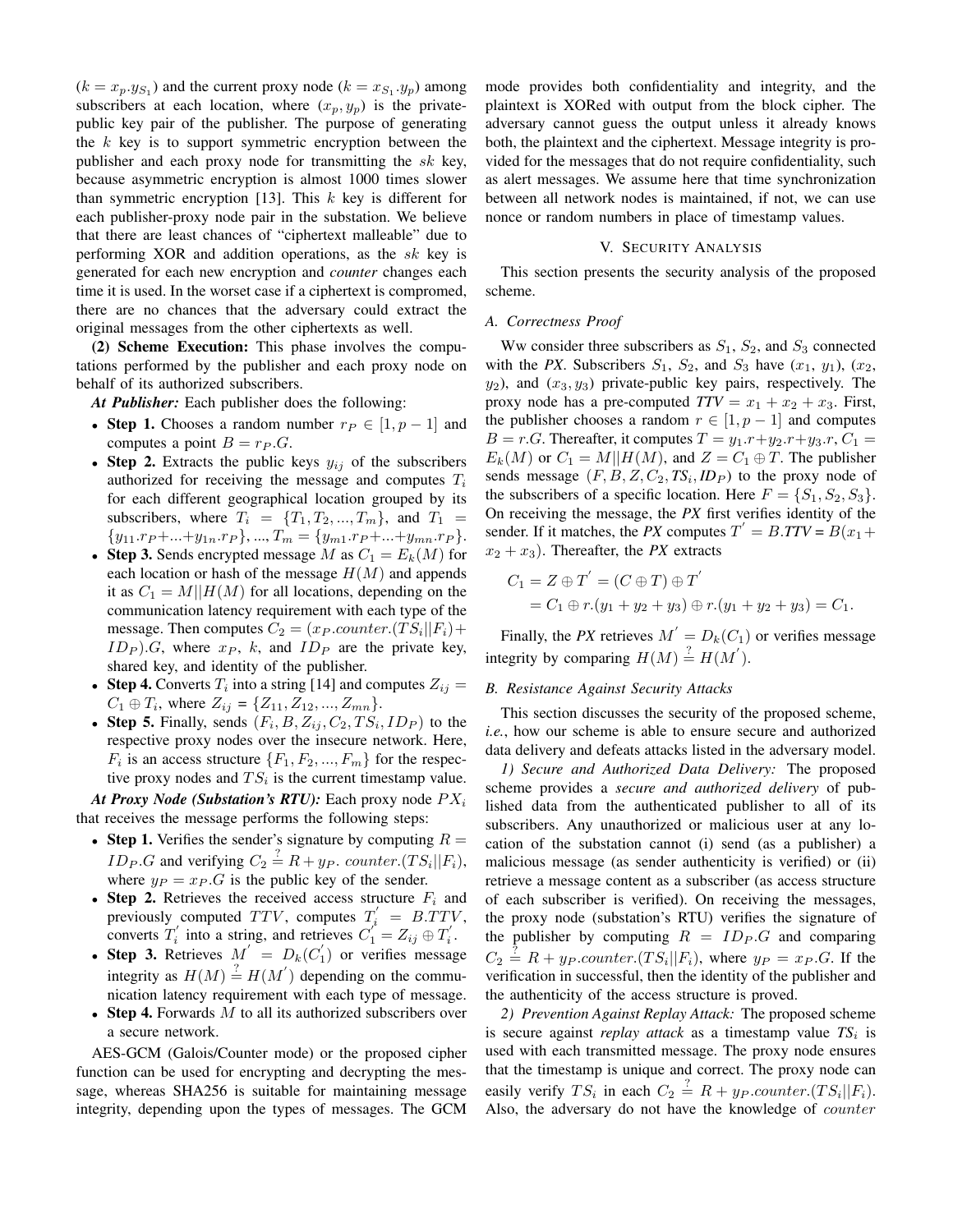($k = x_p.y_{S_1}$) and the current proxy node ($k = x_{S_1}.y_p$) among subscribers at each location, where $(x_p, y_p)$ is the private-public key pair of the publisher. The purpose of generating the $k$ key is to support symmetric encryption between the publisher and each proxy node for transmitting the $sk$ key, because asymmetric encryption is almost 1000 times slower than symmetric encryption [13]. This $k$ key is different for each publisher-proxy node pair in the substation. We believe that there are least chances of "ciphertext malleable" due to performing XOR and addition operations, as the $sk$ key is generated for each new encryption and *counter* changes each time it is used. In the worset case if a ciphertext is compromed, there are no chances that the adversary could extract the original messages from the other ciphertexts as well.

**(2) Scheme Execution:** This phase involves the computations performed by the publisher and each proxy node on behalf of its authorized subscribers.

***At Publisher:*** Each publisher does the following:

- **Step 1.** Chooses a random number $r_P \in [1, p-1]$ and computes a point $B = r_P.G$.
- **Step 2.** Extracts the public keys $y_{ij}$ of the subscribers authorized for receiving the message and computes $T_i$ for each different geographical location grouped by its subscribers, where $T_i = \{T_1, T_2, ..., T_m\}$, and $T_1 = \{y_{11}.r_P + ... + y_{1n}.r_P\}, ..., T_m = \{y_{m1}.r_P + ... + y_{mn}.r_P\}$.
- **Step 3.** Sends encrypted message $M$ as $C_1 = E_k(M)$ for each location or hash of the message $H(M)$ and appends it as $C_1 = M||H(M)$ for all locations, depending on the communication latency requirement with each type of the message. Then computes $C_2 = (x_P.counter.(TS_i||F_i) + ID_P).G$, where $x_P$, $k$, and $ID_P$ are the private key, shared key, and identity of the publisher.
- **Step 4.** Converts $T_i$ into a string [14] and computes $Z_{ij} = C_1 \oplus T_i$, where $Z_{ij} = \{Z_{11}, Z_{12}, ..., Z_{mn}\}$.
- **Step 5.** Finally, sends $(F_i, B, Z_{ij}, C_2, TS_i, ID_P)$ to the respective proxy nodes over the insecure network. Here, $F_i$ is an access structure $\{F_1, F_2, ..., F_m\}$ for the respective proxy nodes and $TS_i$ is the current timestamp value.

***At Proxy Node (Substation's RTU):*** Each proxy node $PX_i$ that receives the message performs the following steps:

- **Step 1.** Verifies the sender's signature by computing $R = ID_P.G$ and verifying $C_2 \stackrel{?}{=} R + y_P.\ counter.(TS_i||F_i)$, where $y_P = x_P.G$ is the public key of the sender.
- **Step 2.** Retrieves the received access structure $F_i$ and previously computed $TTV$, computes $T_i^{'} = B.TTV$, converts $T_i^{'}$ into a string, and retrieves $C_1^{'} = Z_{ij} \oplus T_i^{'}$.
- **Step 3.** Retrieves $M^{'} = D_k(C_1^{'})$ or verifies message integrity as $H(M) \stackrel{?}{=} H(M^{'})$ depending on the communication latency requirement with each type of message.
- **Step 4.** Forwards $M$ to all its authorized subscribers over a secure network.

AES-GCM (Galois/Counter mode) or the proposed cipher function can be used for encrypting and decrypting the message, whereas SHA256 is suitable for maintaining message integrity, depending upon the types of messages. The GCM mode provides both confidentiality and integrity, and the plaintext is XORed with output from the block cipher. The adversary cannot guess the output unless it already knows both, the plaintext and the ciphertext. Message integrity is provided for the messages that do not require confidentiality, such as alert messages. We assume here that time synchronization between all network nodes is maintained, if not, we can use nonce or random numbers in place of timestamp values.

## V. Security Analysis

This section presents the security analysis of the proposed scheme.

### A. Correctness Proof

Ww consider three subscribers as $S_1$, $S_2$, and $S_3$ connected with the *PX*. Subscribers $S_1$, $S_2$, and $S_3$ have $(x_1, y_1)$, $(x_2, y_2)$, and $(x_3, y_3)$ private-public key pairs, respectively. The proxy node has a pre-computed $TTV = x_1 + x_2 + x_3$. First, the publisher chooses a random $r \in [1, p-1]$ and computes $B = r.G$. Thereafter, it computes $T = y_1.r + y_2.r + y_3.r$, $C_1 = E_k(M)$ or $C_1 = M||H(M)$, and $Z = C_1 \oplus T$. The publisher sends message $(F, B, Z, C_2, TS_i, ID_P)$ to the proxy node of the subscribers of a specific location. Here $F = \{S_1, S_2, S_3\}$. On receiving the message, the *PX* first verifies identity of the sender. If it matches, the *PX* computes $T^{'} = B.TTV = B(x_1 + x_2 + x_3)$. Thereafter, the *PX* extracts

$$
\begin{aligned}
C_1 &= Z \oplus T^{'} = (C \oplus T) \oplus T^{'} \\
&= C_1 \oplus r.(y_1 + y_2 + y_3) \oplus r.(y_1 + y_2 + y_3) = C_1.
\end{aligned}
$$

Finally, the *PX* retrieves $M^{'} = D_k(C_1^{'})$ or verifies message integrity by comparing $H(M) \stackrel{?}{=} H(M^{'})$.

### B. Resistance Against Security Attacks

This section discusses the security of the proposed scheme, *i.e.*, how our scheme is able to ensure secure and authorized data delivery and defeats attacks listed in the adversary model.

*1) Secure and Authorized Data Delivery:* The proposed scheme provides a *secure and authorized delivery* of published data from the authenticated publisher to all of its subscribers. Any unauthorized or malicious user at any location of the substation cannot (i) send (as a publisher) a malicious message (as sender authenticity is verified) or (ii) retrieve a message content as a subscriber (as access structure of each subscriber is verified). On receiving the messages, the proxy node (substation's RTU) verifies the signature of the publisher by computing $R = ID_P.G$ and comparing $C_2 \stackrel{?}{=} R + y_P.counter.(TS_i||F_i)$, where $y_P = x_P.G$. If the verification in successful, then the identity of the publisher and the authenticity of the access structure is proved.

*2) Prevention Against Replay Attack:* The proposed scheme is secure against *replay attack* as a timestamp value $TS_i$ is used with each transmitted message. The proxy node ensures that the timestamp is unique and correct. The proxy node can easily verify $TS_i$ in each $C_2 \stackrel{?}{=} R + y_P.counter.(TS_i||F_i)$. Also, the adversary do not have the knowledge of $counter$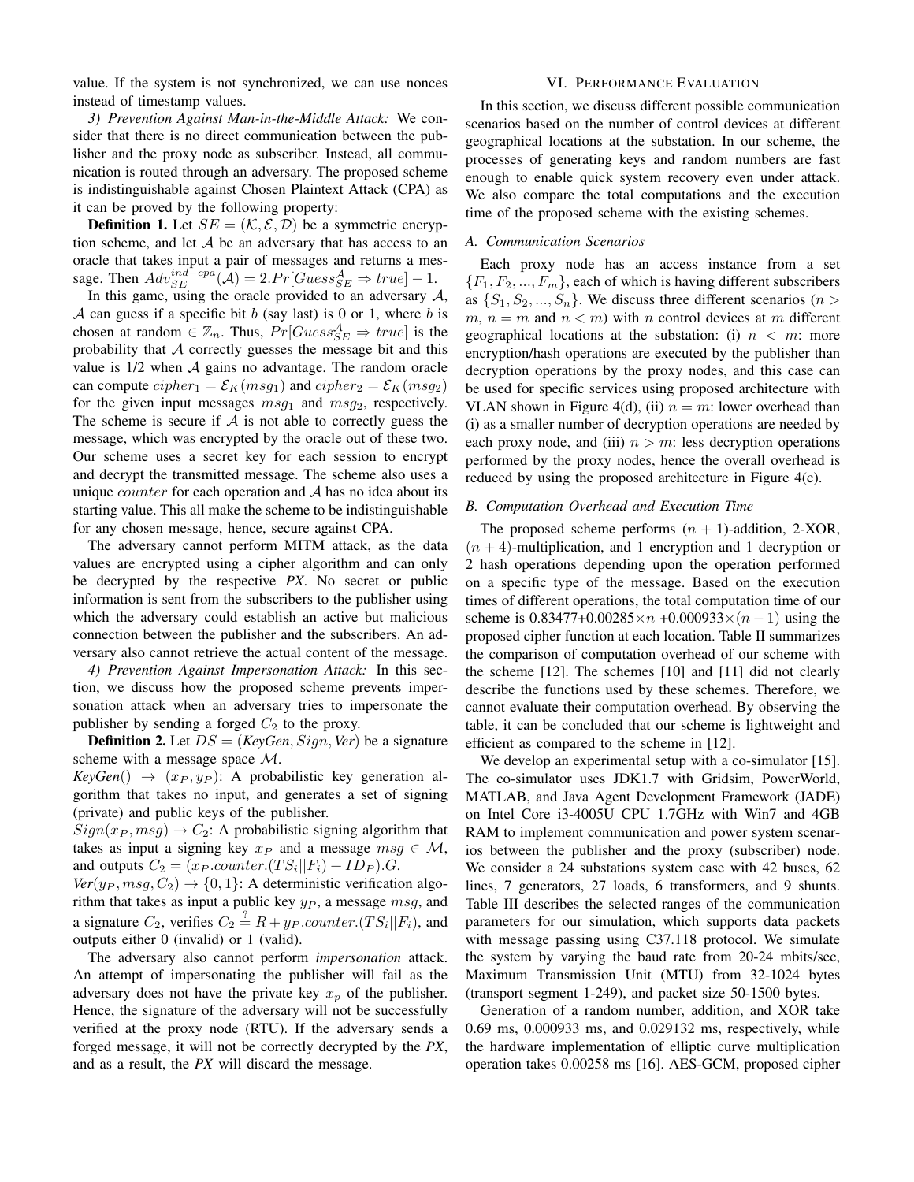value. If the system is not synchronized, we can use nonces instead of timestamp values.

*3) Prevention Against Man-in-the-Middle Attack:* We consider that there is no direct communication between the publisher and the proxy node as subscriber. Instead, all communication is routed through an adversary. The proposed scheme is indistinguishable against Chosen Plaintext Attack (CPA) as it can be proved by the following property:

**Definition 1.** Let $SE = (\mathcal{K}, \mathcal{E}, \mathcal{D})$ be a symmetric encryption scheme, and let $\mathcal{A}$ be an adversary that has access to an oracle that takes input a pair of messages and returns a message. Then $Adv_{SE}^{ind-cpa}(\mathcal{A}) = 2.Pr[Guess_{SE}^{\mathcal{A}} \Rightarrow true] - 1$.

In this game, using the oracle provided to an adversary $\mathcal{A}$, $\mathcal{A}$ can guess if a specific bit $b$ (say last) is 0 or 1, where $b$ is chosen at random $\in \mathbb{Z}_n$. Thus, $Pr[Guess_{SE}^{\mathcal{A}} \Rightarrow true]$ is the probability that $\mathcal{A}$ correctly guesses the message bit and this value is 1/2 when $\mathcal{A}$ gains no advantage. The random oracle can compute $cipher_1 = \mathcal{E}_K(msg_1)$ and $cipher_2 = \mathcal{E}_K(msg_2)$ for the given input messages $msg_1$ and $msg_2$, respectively. The scheme is secure if $\mathcal{A}$ is not able to correctly guess the message, which was encrypted by the oracle out of these two. Our scheme uses a secret key for each session to encrypt and decrypt the transmitted message. The scheme also uses a unique $counter$ for each operation and $\mathcal{A}$ has no idea about its starting value. This all make the scheme to be indistinguishable for any chosen message, hence, secure against CPA.

The adversary cannot perform MITM attack, as the data values are encrypted using a cipher algorithm and can only be decrypted by the respective ***PX***. No secret or public information is sent from the subscribers to the publisher using which the adversary could establish an active but malicious connection between the publisher and the subscribers. An adversary also cannot retrieve the actual content of the message.

*4) Prevention Against Impersonation Attack:* In this section, we discuss how the proposed scheme prevents impersonation attack when an adversary tries to impersonate the publisher by sending a forged $C_2$ to the proxy.

**Definition 2.** Let $DS = (\textbf{\textit{KeyGen}}, Sign, \textbf{\textit{Ver}})$ be a signature scheme with a message space $\mathcal{M}$.

***KeyGen***$() \rightarrow (x_P, y_P)$: A probabilistic key generation algorithm that takes no input, and generates a set of signing (private) and public keys of the publisher.

$Sign(x_P, msg) \rightarrow C_2$: A probabilistic signing algorithm that takes as input a signing key $x_P$ and a message $msg \in \mathcal{M}$, and outputs $C_2 = (x_P.counter.(TS_i||F_i) + ID_P).G$.

***Ver***$(y_P, msg, C_2) \rightarrow \{0, 1\}$: A deterministic verification algorithm that takes as input a public key $y_P$, a message $msg$, and a signature $C_2$, verifies $C_2 \stackrel{?}{=} R + y_P.counter.(TS_i||F_i)$, and outputs either 0 (invalid) or 1 (valid).

The adversary also cannot perform *impersonation* attack. An attempt of impersonating the publisher will fail as the adversary does not have the private key $x_p$ of the publisher. Hence, the signature of the adversary will not be successfully verified at the proxy node (RTU). If the adversary sends a forged message, it will not be correctly decrypted by the ***PX***, and as a result, the ***PX*** will discard the message.

## VI. Performance Evaluation

In this section, we discuss different possible communication scenarios based on the number of control devices at different geographical locations at the substation. In our scheme, the processes of generating keys and random numbers are fast enough to enable quick system recovery even under attack. We also compare the total computations and the execution time of the proposed scheme with the existing schemes.

### A. Communication Scenarios

Each proxy node has an access instance from a set $\{F_1, F_2, ..., F_m\}$, each of which is having different subscribers as $\{S_1, S_2, ..., S_n\}$. We discuss three different scenarios ($n > m$, $n = m$ and $n < m$) with $n$ control devices at $m$ different geographical locations at the substation: (i) $n < m$: more encryption/hash operations are executed by the publisher than decryption operations by the proxy nodes, and this case can be used for specific services using proposed architecture with VLAN shown in Figure 4(d), (ii) $n = m$: lower overhead than (i) as a smaller number of decryption operations are needed by each proxy node, and (iii) $n > m$: less decryption operations performed by the proxy nodes, hence the overall overhead is reduced by using the proposed architecture in Figure 4(c).

### B. Computation Overhead and Execution Time

The proposed scheme performs $(n+1)$-addition, 2-XOR, $(n+4)$-multiplication, and 1 encryption and 1 decryption or 2 hash operations depending upon the operation performed on a specific type of the message. Based on the execution times of different operations, the total computation time of our scheme is $0.83477{+}0.00285{\times}n$ $+0.000933{\times}(n-1)$ using the proposed cipher function at each location. Table II summarizes the comparison of computation overhead of our scheme with the scheme [12]. The schemes [10] and [11] did not clearly describe the functions used by these schemes. Therefore, we cannot evaluate their computation overhead. By observing the table, it can be concluded that our scheme is lightweight and efficient as compared to the scheme in [12].

We develop an experimental setup with a co-simulator [15]. The co-simulator uses JDK1.7 with Gridsim, PowerWorld, MATLAB, and Java Agent Development Framework (JADE) on Intel Core i3-4005U CPU 1.7GHz with Win7 and 4GB RAM to implement communication and power system scenarios between the publisher and the proxy (subscriber) node. We consider a 24 substations system case with 42 buses, 62 lines, 7 generators, 27 loads, 6 transformers, and 9 shunts. Table III describes the selected ranges of the communication parameters for our simulation, which supports data packets with message passing using C37.118 protocol. We simulate the system by varying the baud rate from 20-24 mbits/sec, Maximum Transmission Unit (MTU) from 32-1024 bytes (transport segment 1-249), and packet size 50-1500 bytes.

Generation of a random number, addition, and XOR take 0.69 ms, 0.000933 ms, and 0.029132 ms, respectively, while the hardware implementation of elliptic curve multiplication operation takes 0.00258 ms [16]. AES-GCM, proposed cipher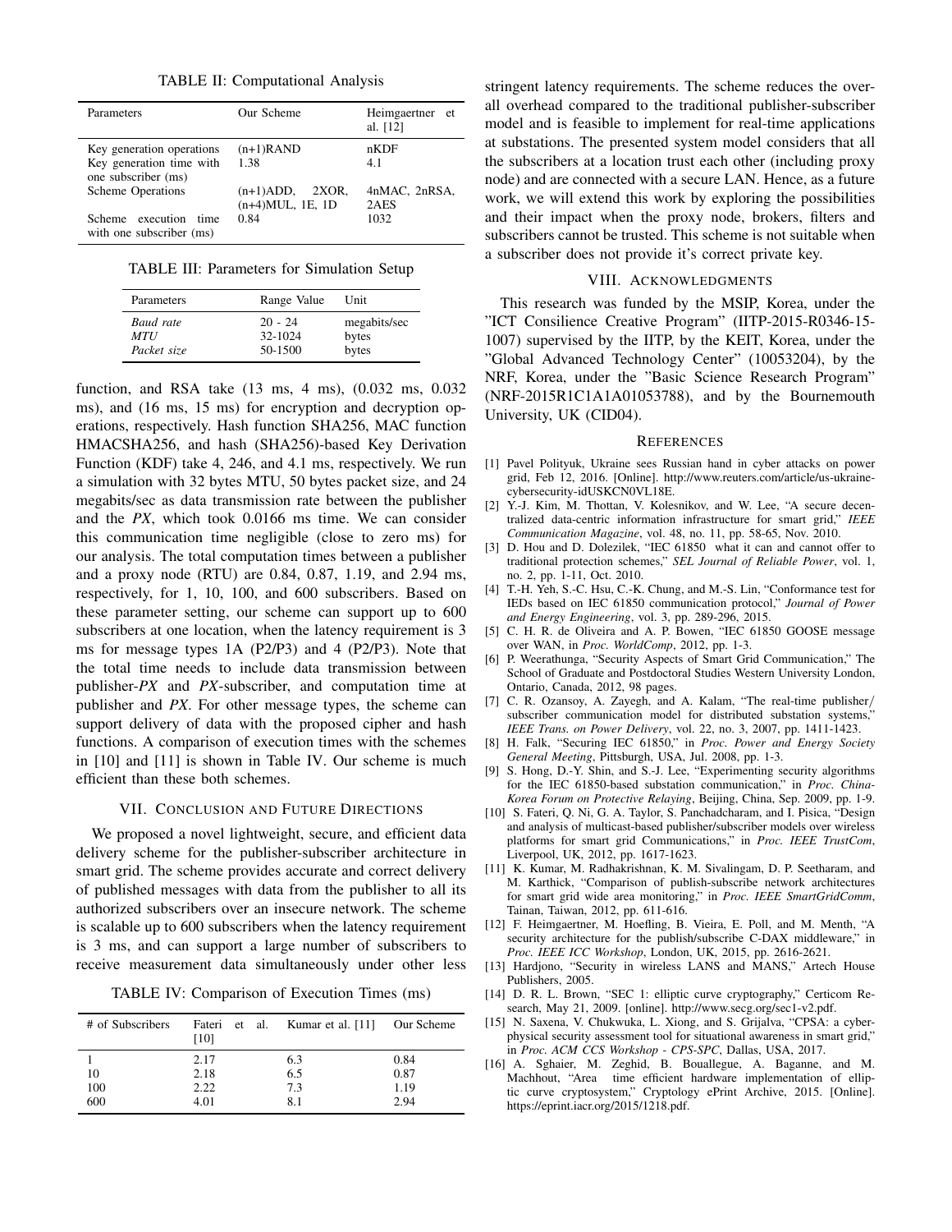TABLE II: Computational Analysis

| Parameters | Our Scheme | Heimgaertner et al. [12] |
|---|---|---|
| Key generation operations | (n+1)RAND | nKDF |
| Key generation time with one subscriber (ms) | 1.38 | 4.1 |
| Scheme Operations | (n+1)ADD, 2XOR, (n+4)MUL, 1E, 1D | 4nMAC, 2nRSA, 2AES |
| Scheme execution time with one subscriber (ms) | 0.84 | 1032 |

TABLE III: Parameters for Simulation Setup

| Parameters | Range Value | Unit |
|---|---|---|
| *Baud rate* | 20 - 24 | megabits/sec |
| *MTU* | 32-1024 | bytes |
| *Packet size* | 50-1500 | bytes |

function, and RSA take (13 ms, 4 ms), (0.032 ms, 0.032 ms), and (16 ms, 15 ms) for encryption and decryption operations, respectively. Hash function SHA256, MAC function HMACSHA256, and hash (SHA256)-based Key Derivation Function (KDF) take 4, 246, and 4.1 ms, respectively. We run a simulation with 32 bytes MTU, 50 bytes packet size, and 24 megabits/sec as data transmission rate between the publisher and the *PX*, which took 0.0166 ms time. We can consider this communication time negligible (close to zero ms) for our analysis. The total computation times between a publisher and a proxy node (RTU) are 0.84, 0.87, 1.19, and 2.94 ms, respectively, for 1, 10, 100, and 600 subscribers. Based on these parameter setting, our scheme can support up to 600 subscribers at one location, when the latency requirement is 3 ms for message types 1A (P2/P3) and 4 (P2/P3). Note that the total time needs to include data transmission between publisher-*PX* and *PX*-subscriber, and computation time at publisher and *PX*. For other message types, the scheme can support delivery of data with the proposed cipher and hash functions. A comparison of execution times with the schemes in [10] and [11] is shown in Table IV. Our scheme is much efficient than these both schemes.

## VII. Conclusion and Future Directions

We proposed a novel lightweight, secure, and efficient data delivery scheme for the publisher-subscriber architecture in smart grid. The scheme provides accurate and correct delivery of published messages with data from the publisher to all its authorized subscribers over an insecure network. The scheme is scalable up to 600 subscribers when the latency requirement is 3 ms, and can support a large number of subscribers to receive measurement data simultaneously under other less stringent latency requirements. The scheme reduces the overall overhead compared to the traditional publisher-subscriber model and is feasible to implement for real-time applications at substations. The presented system model considers that all the subscribers at a location trust each other (including proxy node) and are connected with a secure LAN. Hence, as a future work, we will extend this work by exploring the possibilities and their impact when the proxy node, brokers, filters and subscribers cannot be trusted. This scheme is not suitable when a subscriber does not provide it's correct private key.

TABLE IV: Comparison of Execution Times (ms)

| # of Subscribers | Fateri et al. [10] | Kumar et al. [11] | Our Scheme |
|---|---|---|---|
| 1 | 2.17 | 6.3 | 0.84 |
| 10 | 2.18 | 6.5 | 0.87 |
| 100 | 2.22 | 7.3 | 1.19 |
| 600 | 4.01 | 8.1 | 2.94 |

## VIII. Acknowledgments

This research was funded by the MSIP, Korea, under the "ICT Consilience Creative Program" (IITP-2015-R0346-15-1007) supervised by the IITP, by the KEIT, Korea, under the "Global Advanced Technology Center" (10053204), by the NRF, Korea, under the "Basic Science Research Program" (NRF-2015R1C1A1A01053788), and by the Bournemouth University, UK (CID04).

## References

[1] Pavel Polityuk, Ukraine sees Russian hand in cyber attacks on power grid, Feb 12, 2016. [Online]. http://www.reuters.com/article/us-ukraine-cybersecurity-idUSKCN0VL18E.

[2] Y.-J. Kim, M. Thottan, V. Kolesnikov, and W. Lee, "A secure decentralized data-centric information infrastructure for smart grid," *IEEE Communication Magazine*, vol. 48, no. 11, pp. 58-65, Nov. 2010.

[3] D. Hou and D. Dolezilek, "IEC 61850 what it can and cannot offer to traditional protection schemes," *SEL Journal of Reliable Power*, vol. 1, no. 2, pp. 1-11, Oct. 2010.

[4] T.-H. Yeh, S.-C. Hsu, C.-K. Chung, and M.-S. Lin, "Conformance test for IEDs based on IEC 61850 communication protocol," *Journal of Power and Energy Engineering*, vol. 3, pp. 289-296, 2015.

[5] C. H. R. de Oliveira and A. P. Bowen, "IEC 61850 GOOSE message over WAN, in *Proc. WorldComp*, 2012, pp. 1-3.

[6] P. Weerathunga, "Security Aspects of Smart Grid Communication," The School of Graduate and Postdoctoral Studies Western University London, Ontario, Canada, 2012, 98 pages.

[7] C. R. Ozansoy, A. Zayegh, and A. Kalam, "The real-time publisher/subscriber communication model for distributed substation systems," *IEEE Trans. on Power Delivery*, vol. 22, no. 3, 2007, pp. 1411-1423.

[8] H. Falk, "Securing IEC 61850," in *Proc. Power and Energy Society General Meeting*, Pittsburgh, USA, Jul. 2008, pp. 1-3.

[9] S. Hong, D.-Y. Shin, and S.-J. Lee, "Experimenting security algorithms for the IEC 61850-based substation communication," in *Proc. China-Korea Forum on Protective Relaying*, Beijing, China, Sep. 2009, pp. 1-9.

[10] S. Fateri, Q. Ni, G. A. Taylor, S. Panchadcharam, and I. Pisica, "Design and analysis of multicast-based publisher/subscriber models over wireless platforms for smart grid Communications," in *Proc. IEEE TrustCom*, Liverpool, UK, 2012, pp. 1617-1623.

[11] K. Kumar, M. Radhakrishnan, K. M. Sivalingam, D. P. Seetharam, and M. Karthick, "Comparison of publish-subscribe network architectures for smart grid wide area monitoring," in *Proc. IEEE SmartGridComm*, Tainan, Taiwan, 2012, pp. 611-616.

[12] F. Heimgaertner, M. Hoefling, B. Vieira, E. Poll, and M. Menth, "A security architecture for the publish/subscribe C-DAX middleware," in *Proc. IEEE ICC Workshop*, London, UK, 2015, pp. 2616-2621.

[13] Hardjono, "Security in wireless LANS and MANS," Artech House Publishers, 2005.

[14] D. R. L. Brown, "SEC 1: elliptic curve cryptography," Certicom Research, May 21, 2009. [online]. http://www.secg.org/sec1-v2.pdf.

[15] N. Saxena, V. Chukwuka, L. Xiong, and S. Grijalva, "CPSA: a cyber-physical security assessment tool for situational awareness in smart grid," in *Proc. ACM CCS Workshop - CPS-SPC*, Dallas, USA, 2017.

[16] A. Sghaier, M. Zeghid, B. Bouallegue, A. Baganne, and M. Machhout, "Area time efficient hardware implementation of elliptic curve cryptosystem," Cryptology ePrint Archive, 2015. [Online]. https://eprint.iacr.org/2015/1218.pdf.